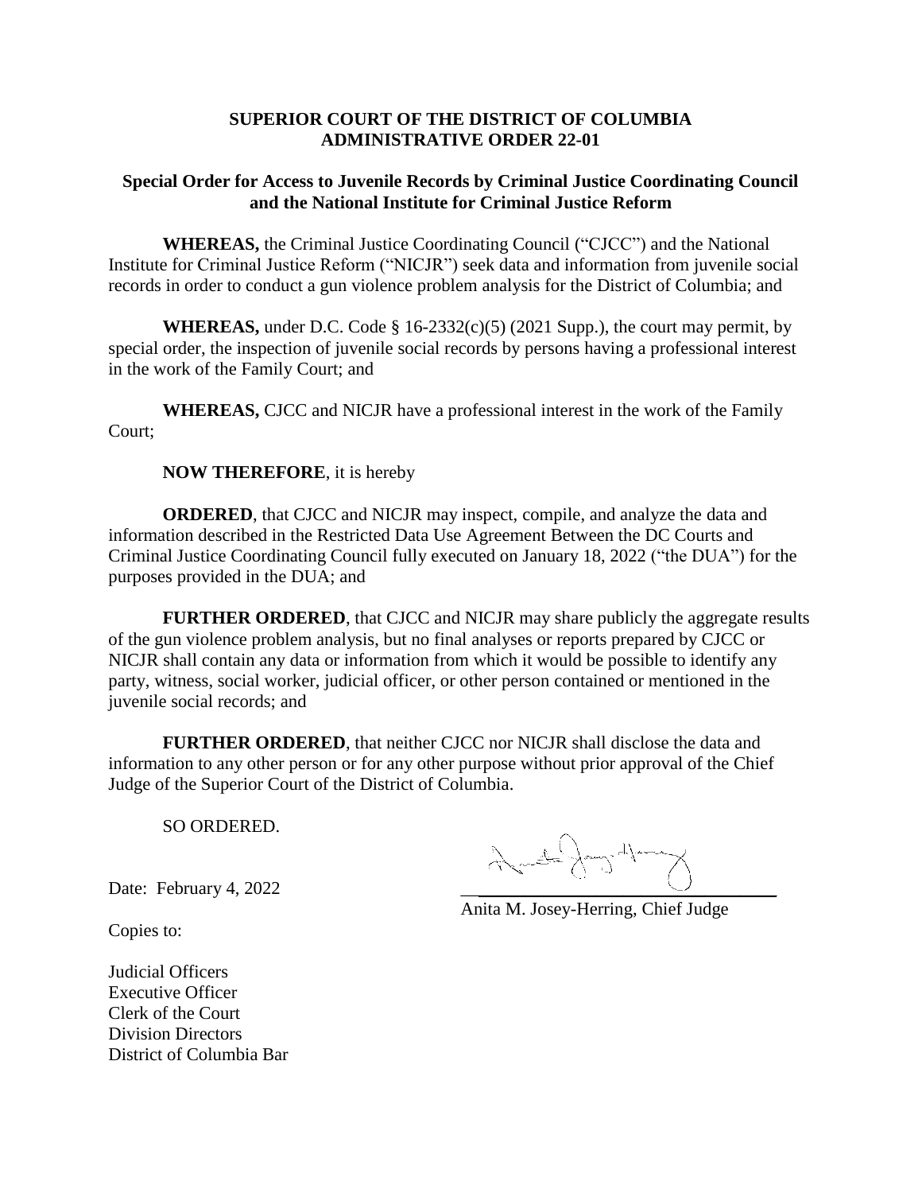**SUPERIOR COURT OF THE DISTRICT OF COLUMBIA**
**ADMINISTRATIVE ORDER 22-01**

**Special Order for Access to Juvenile Records by Criminal Justice Coordinating Council and the National Institute for Criminal Justice Reform**

**WHEREAS,** the Criminal Justice Coordinating Council ("CJCC") and the National Institute for Criminal Justice Reform ("NICJR") seek data and information from juvenile social records in order to conduct a gun violence problem analysis for the District of Columbia; and

**WHEREAS,** under D.C. Code § 16-2332(c)(5) (2021 Supp.), the court may permit, by special order, the inspection of juvenile social records by persons having a professional interest in the work of the Family Court; and

**WHEREAS,** CJCC and NICJR have a professional interest in the work of the Family Court;

**NOW THEREFORE**, it is hereby

**ORDERED**, that CJCC and NICJR may inspect, compile, and analyze the data and information described in the Restricted Data Use Agreement Between the DC Courts and Criminal Justice Coordinating Council fully executed on January 18, 2022 ("the DUA") for the purposes provided in the DUA; and

**FURTHER ORDERED**, that CJCC and NICJR may share publicly the aggregate results of the gun violence problem analysis, but no final analyses or reports prepared by CJCC or NICJR shall contain any data or information from which it would be possible to identify any party, witness, social worker, judicial officer, or other person contained or mentioned in the juvenile social records; and

**FURTHER ORDERED**, that neither CJCC nor NICJR shall disclose the data and information to any other person or for any other purpose without prior approval of the Chief Judge of the Superior Court of the District of Columbia.

SO ORDERED.

Date: February 4, 2022

Anita M. Josey-Herring, Chief Judge

Copies to:

Judicial Officers
Executive Officer
Clerk of the Court
Division Directors
District of Columbia Bar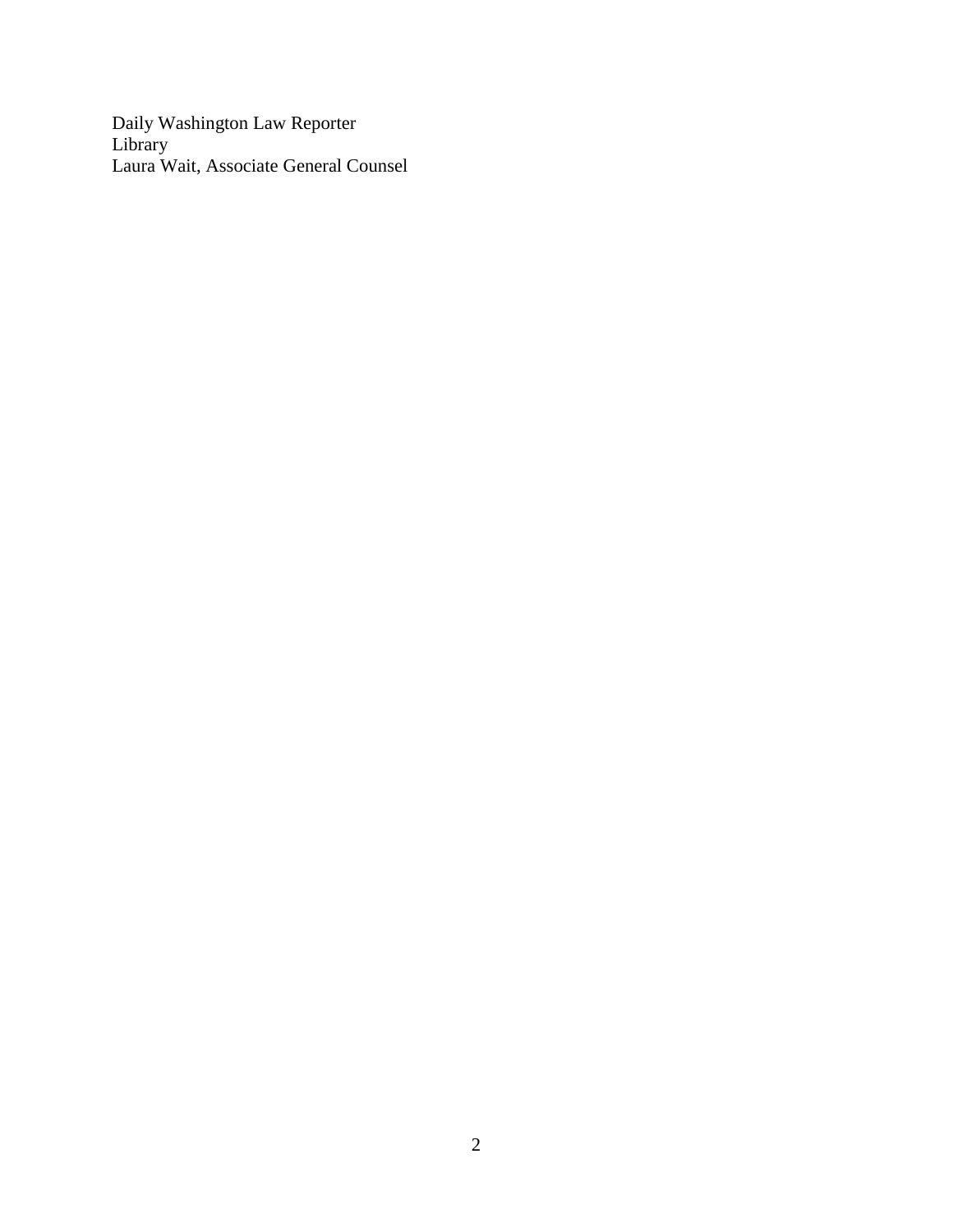Daily Washington Law Reporter
Library
Laura Wait, Associate General Counsel